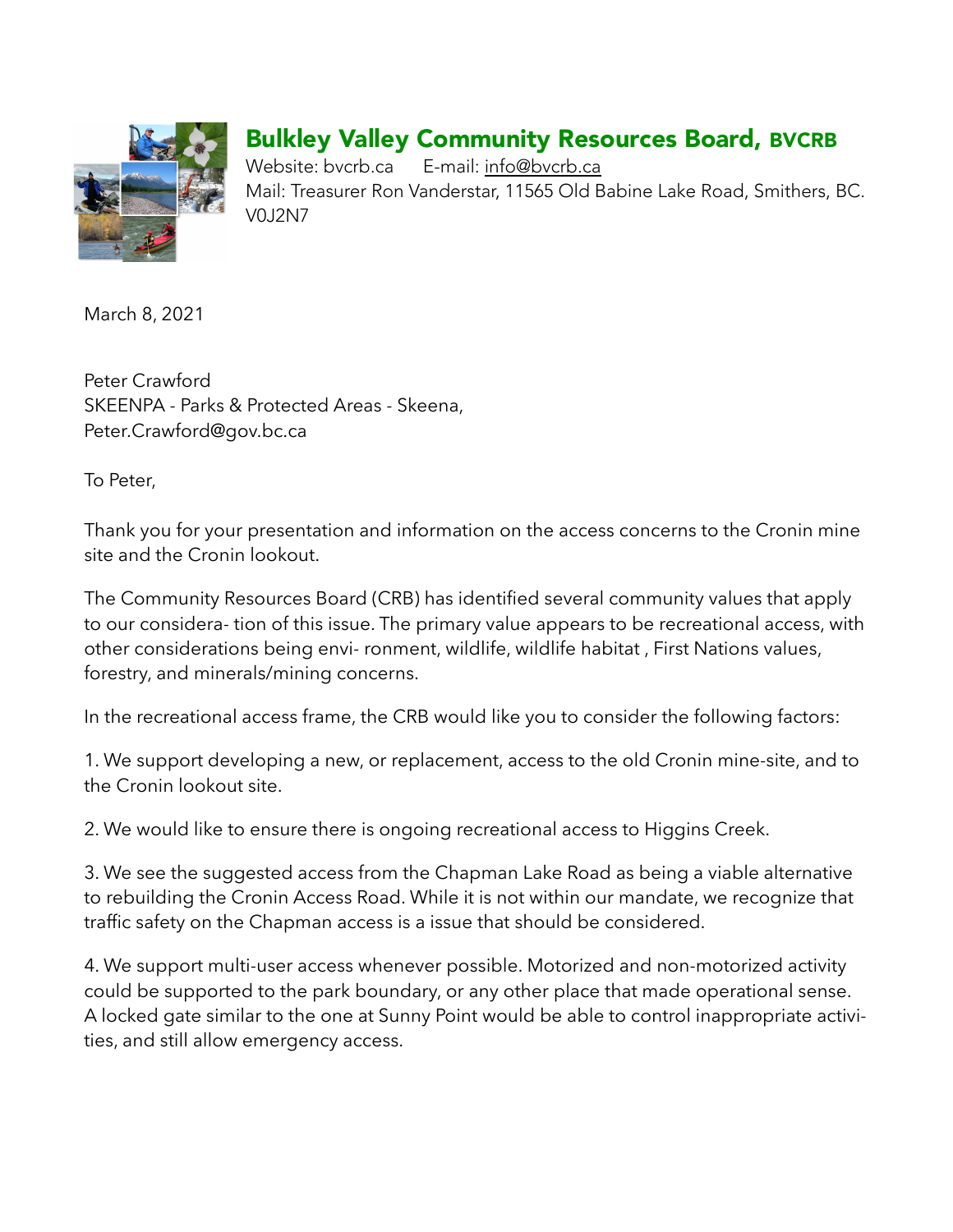# Bulkley Valley Community Resources Board, BVCRB

Website: bvcrb.ca   E-mail: info@bvcrb.ca
Mail: Treasurer Ron Vanderstar, 11565 Old Babine Lake Road, Smithers, BC. V0J2N7

March 8, 2021

Peter Crawford
SKEENPA - Parks & Protected Areas - Skeena,
Peter.Crawford@gov.bc.ca

To Peter,

Thank you for your presentation and information on the access concerns to the Cronin mine site and the Cronin lookout.

The Community Resources Board (CRB) has identified several community values that apply to our considera- tion of this issue. The primary value appears to be recreational access, with other considerations being envi- ronment, wildlife, wildlife habitat , First Nations values, forestry, and minerals/mining concerns.

In the recreational access frame, the CRB would like you to consider the following factors:

1. We support developing a new, or replacement, access to the old Cronin mine-site, and to the Cronin lookout site.

2. We would like to ensure there is ongoing recreational access to Higgins Creek.

3. We see the suggested access from the Chapman Lake Road as being a viable alternative to rebuilding the Cronin Access Road. While it is not within our mandate, we recognize that traffic safety on the Chapman access is a issue that should be considered.

4. We support multi-user access whenever possible. Motorized and non-motorized activity could be supported to the park boundary, or any other place that made operational sense. A locked gate similar to the one at Sunny Point would be able to control inappropriate activi- ties, and still allow emergency access.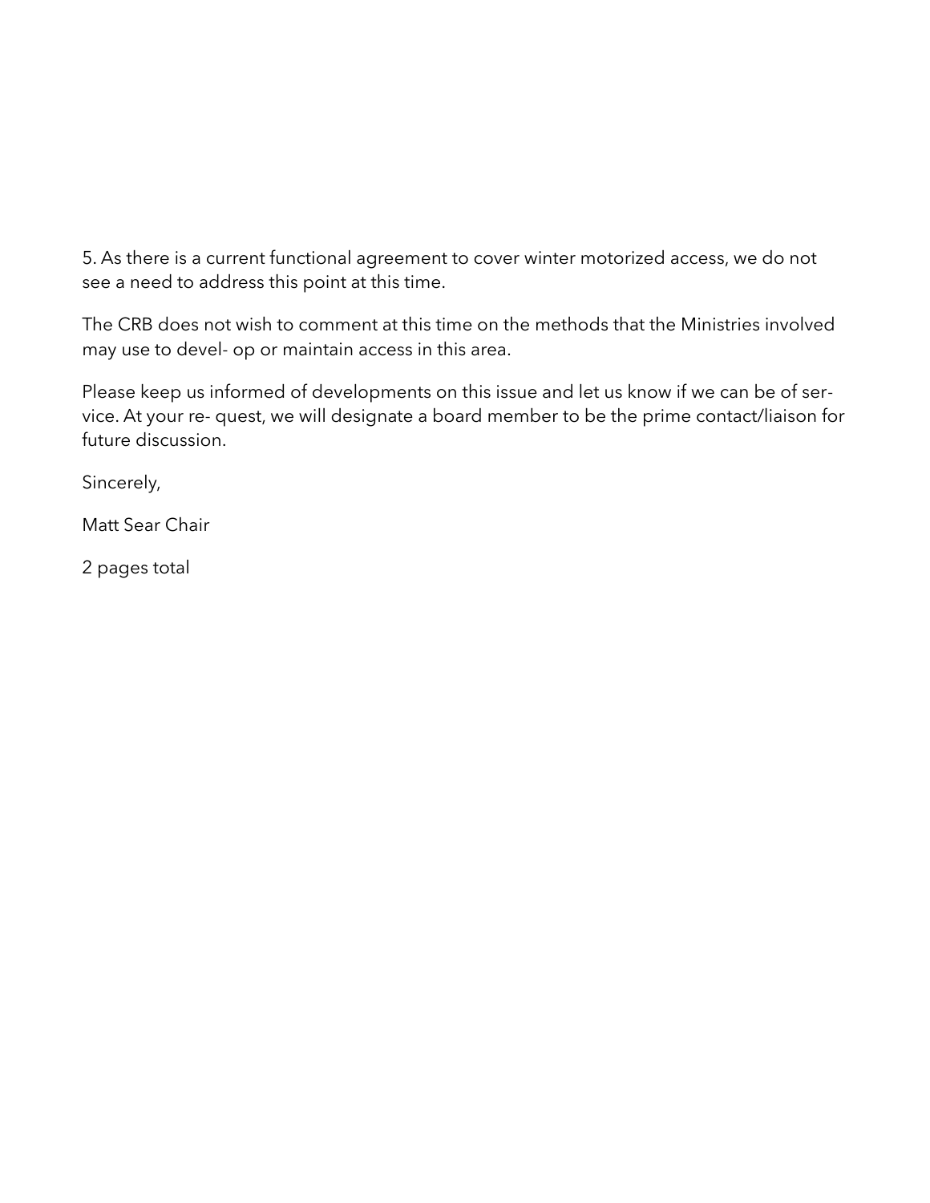5. As there is a current functional agreement to cover winter motorized access, we do not see a need to address this point at this time.

The CRB does not wish to comment at this time on the methods that the Ministries involved may use to devel- op or maintain access in this area.

Please keep us informed of developments on this issue and let us know if we can be of ser- vice. At your re- quest, we will designate a board member to be the prime contact/liaison for future discussion.

Sincerely,

Matt Sear Chair

2 pages total